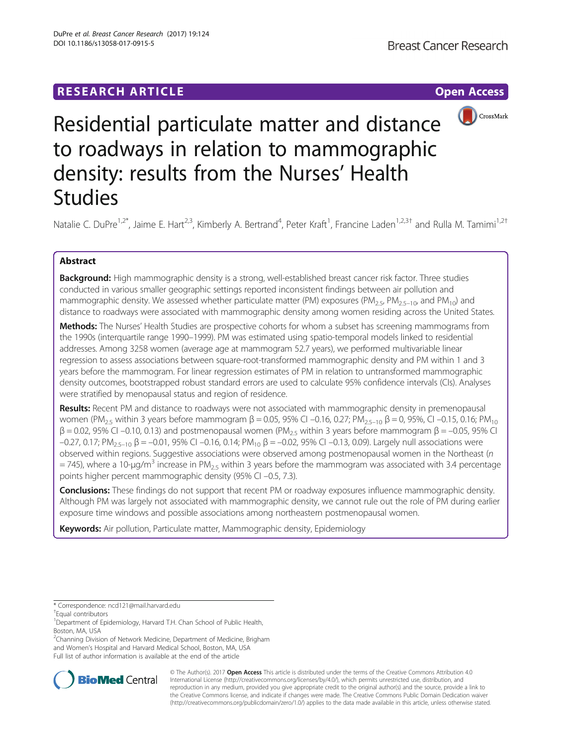RESEARCH ARTICLE

Open Access

# Residential particulate matter and distance to roadways in relation to mammographic density: results from the Nurses' Health Studies

Natalie C. DuPre[1,2*], Jaime E. Hart[2,3], Kimberly A. Bertrand[4], Peter Kraft[1], Francine Laden[1,2,3†] and Rulla M. Tamimi[1,2†]

## Abstract

**Background:** High mammographic density is a strong, well-established breast cancer risk factor. Three studies conducted in various smaller geographic settings reported inconsistent findings between air pollution and mammographic density. We assessed whether particulate matter (PM) exposures ($PM_{2.5}$, $PM_{2.5-10}$, and $PM_{10}$) and distance to roadways were associated with mammographic density among women residing across the United States.

**Methods:** The Nurses' Health Studies are prospective cohorts for whom a subset has screening mammograms from the 1990s (interquartile range 1990–1999). PM was estimated using spatio-temporal models linked to residential addresses. Among 3258 women (average age at mammogram 52.7 years), we performed multivariable linear regression to assess associations between square-root-transformed mammographic density and PM within 1 and 3 years before the mammogram. For linear regression estimates of PM in relation to untransformed mammographic density outcomes, bootstrapped robust standard errors are used to calculate 95% confidence intervals (CIs). Analyses were stratified by menopausal status and region of residence.

**Results:** Recent PM and distance to roadways were not associated with mammographic density in premenopausal women ($PM_{2.5}$ within 3 years before mammogram $\beta = 0.05$, 95% CI −0.16, 0.27; $PM_{2.5-10}$ $\beta = 0$, 95%, CI −0.15, 0.16; $PM_{10}$ $\beta = 0.02$, 95% CI −0.10, 0.13) and postmenopausal women ($PM_{2.5}$ within 3 years before mammogram $\beta = -0.05$, 95% CI −0.27, 0.17; $PM_{2.5-10}$ $\beta = -0.01$, 95% CI −0.16, 0.14; $PM_{10}$ $\beta = -0.02$, 95% CI −0.13, 0.09). Largely null associations were observed within regions. Suggestive associations were observed among postmenopausal women in the Northeast ($n = 745$), where a 10-μg/m$^3$ increase in $PM_{2.5}$ within 3 years before the mammogram was associated with 3.4 percentage points higher percent mammographic density (95% CI −0.5, 7.3).

**Conclusions:** These findings do not support that recent PM or roadway exposures influence mammographic density. Although PM was largely not associated with mammographic density, we cannot rule out the role of PM during earlier exposure time windows and possible associations among northeastern postmenopausal women.

**Keywords:** Air pollution, Particulate matter, Mammographic density, Epidemiology

* Correspondence: ncd121@mail.harvard.edu

†Equal contributors

[1]Department of Epidemiology, Harvard T.H. Chan School of Public Health, Boston, MA, USA

[2]Channing Division of Network Medicine, Department of Medicine, Brigham and Women's Hospital and Harvard Medical School, Boston, MA, USA

Full list of author information is available at the end of the article

© The Author(s). 2017 **Open Access** This article is distributed under the terms of the Creative Commons Attribution 4.0 International License (http://creativecommons.org/licenses/by/4.0/), which permits unrestricted use, distribution, and reproduction in any medium, provided you give appropriate credit to the original author(s) and the source, provide a link to the Creative Commons license, and indicate if changes were made. The Creative Commons Public Domain Dedication waiver (http://creativecommons.org/publicdomain/zero/1.0/) applies to the data made available in this article, unless otherwise stated.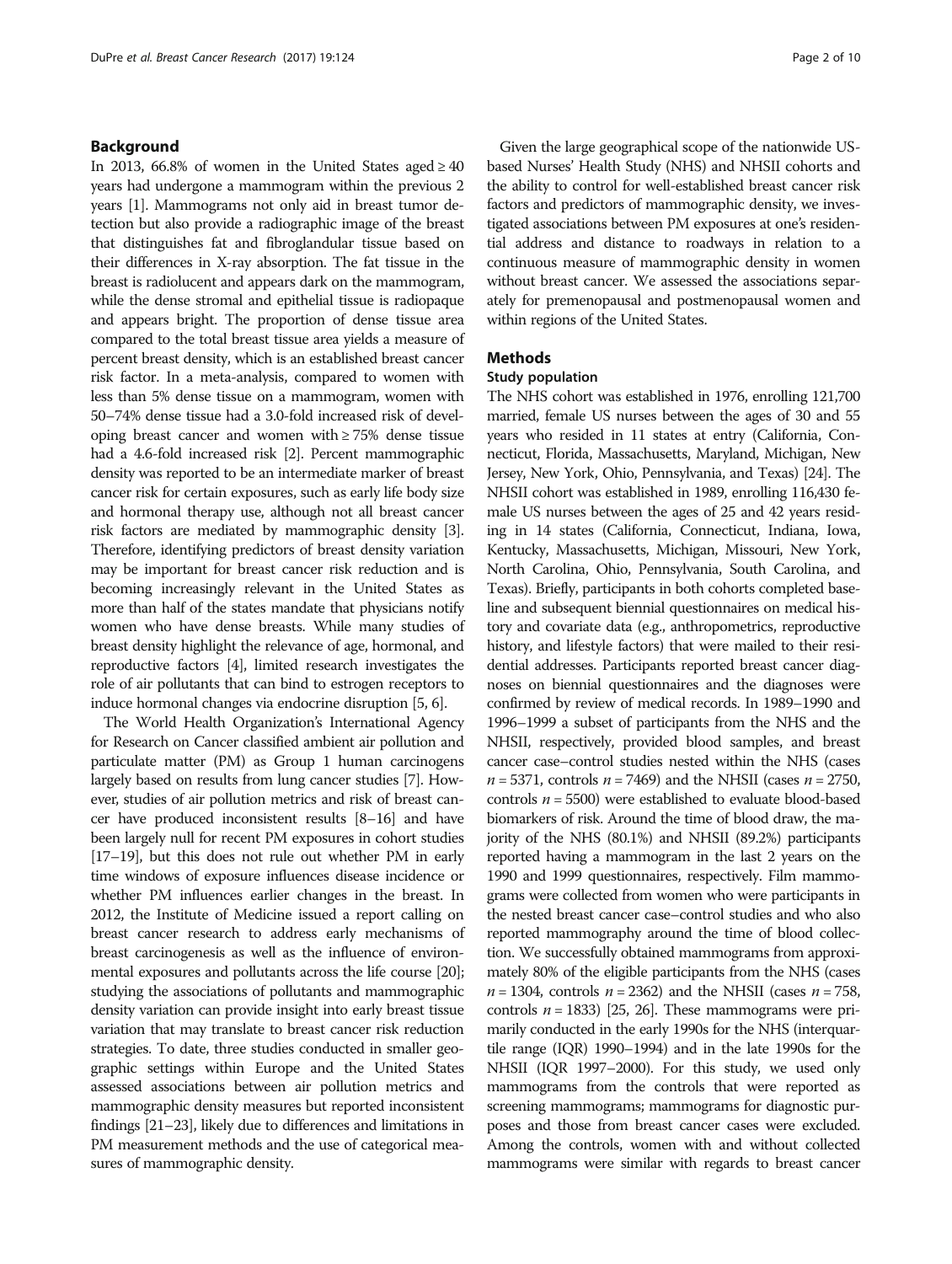## Background

In 2013, 66.8% of women in the United States aged ≥ 40 years had undergone a mammogram within the previous 2 years [1]. Mammograms not only aid in breast tumor detection but also provide a radiographic image of the breast that distinguishes fat and fibroglandular tissue based on their differences in X-ray absorption. The fat tissue in the breast is radiolucent and appears dark on the mammogram, while the dense stromal and epithelial tissue is radiopaque and appears bright. The proportion of dense tissue area compared to the total breast tissue area yields a measure of percent breast density, which is an established breast cancer risk factor. In a meta-analysis, compared to women with less than 5% dense tissue on a mammogram, women with 50–74% dense tissue had a 3.0-fold increased risk of developing breast cancer and women with ≥ 75% dense tissue had a 4.6-fold increased risk [2]. Percent mammographic density was reported to be an intermediate marker of breast cancer risk for certain exposures, such as early life body size and hormonal therapy use, although not all breast cancer risk factors are mediated by mammographic density [3]. Therefore, identifying predictors of breast density variation may be important for breast cancer risk reduction and is becoming increasingly relevant in the United States as more than half of the states mandate that physicians notify women who have dense breasts. While many studies of breast density highlight the relevance of age, hormonal, and reproductive factors [4], limited research investigates the role of air pollutants that can bind to estrogen receptors to induce hormonal changes via endocrine disruption [5, 6].

The World Health Organization's International Agency for Research on Cancer classified ambient air pollution and particulate matter (PM) as Group 1 human carcinogens largely based on results from lung cancer studies [7]. However, studies of air pollution metrics and risk of breast cancer have produced inconsistent results [8–16] and have been largely null for recent PM exposures in cohort studies [17–19], but this does not rule out whether PM in early time windows of exposure influences disease incidence or whether PM influences earlier changes in the breast. In 2012, the Institute of Medicine issued a report calling on breast cancer research to address early mechanisms of breast carcinogenesis as well as the influence of environmental exposures and pollutants across the life course [20]; studying the associations of pollutants and mammographic density variation can provide insight into early breast tissue variation that may translate to breast cancer risk reduction strategies. To date, three studies conducted in smaller geographic settings within Europe and the United States assessed associations between air pollution metrics and mammographic density measures but reported inconsistent findings [21–23], likely due to differences and limitations in PM measurement methods and the use of categorical measures of mammographic density.

Given the large geographical scope of the nationwide US-based Nurses' Health Study (NHS) and NHSII cohorts and the ability to control for well-established breast cancer risk factors and predictors of mammographic density, we investigated associations between PM exposures at one's residential address and distance to roadways in relation to a continuous measure of mammographic density in women without breast cancer. We assessed the associations separately for premenopausal and postmenopausal women and within regions of the United States.

## Methods

### Study population

The NHS cohort was established in 1976, enrolling 121,700 married, female US nurses between the ages of 30 and 55 years who resided in 11 states at entry (California, Connecticut, Florida, Massachusetts, Maryland, Michigan, New Jersey, New York, Ohio, Pennsylvania, and Texas) [24]. The NHSII cohort was established in 1989, enrolling 116,430 female US nurses between the ages of 25 and 42 years residing in 14 states (California, Connecticut, Indiana, Iowa, Kentucky, Massachusetts, Michigan, Missouri, New York, North Carolina, Ohio, Pennsylvania, South Carolina, and Texas). Briefly, participants in both cohorts completed baseline and subsequent biennial questionnaires on medical history and covariate data (e.g., anthropometrics, reproductive history, and lifestyle factors) that were mailed to their residential addresses. Participants reported breast cancer diagnoses on biennial questionnaires and the diagnoses were confirmed by review of medical records. In 1989–1990 and 1996–1999 a subset of participants from the NHS and the NHSII, respectively, provided blood samples, and breast cancer case–control studies nested within the NHS (cases $n = 5371$, controls $n = 7469$) and the NHSII (cases $n = 2750$, controls $n = 5500$) were established to evaluate blood-based biomarkers of risk. Around the time of blood draw, the majority of the NHS (80.1%) and NHSII (89.2%) participants reported having a mammogram in the last 2 years on the 1990 and 1999 questionnaires, respectively. Film mammograms were collected from women who were participants in the nested breast cancer case–control studies and who also reported mammography around the time of blood collection. We successfully obtained mammograms from approximately 80% of the eligible participants from the NHS (cases $n = 1304$, controls $n = 2362$) and the NHSII (cases $n = 758$, controls $n = 1833$) [25, 26]. These mammograms were primarily conducted in the early 1990s for the NHS (interquartile range (IQR) 1990–1994) and in the late 1990s for the NHSII (IQR 1997–2000). For this study, we used only mammograms from the controls that were reported as screening mammograms; mammograms for diagnostic purposes and those from breast cancer cases were excluded. Among the controls, women with and without collected mammograms were similar with regards to breast cancer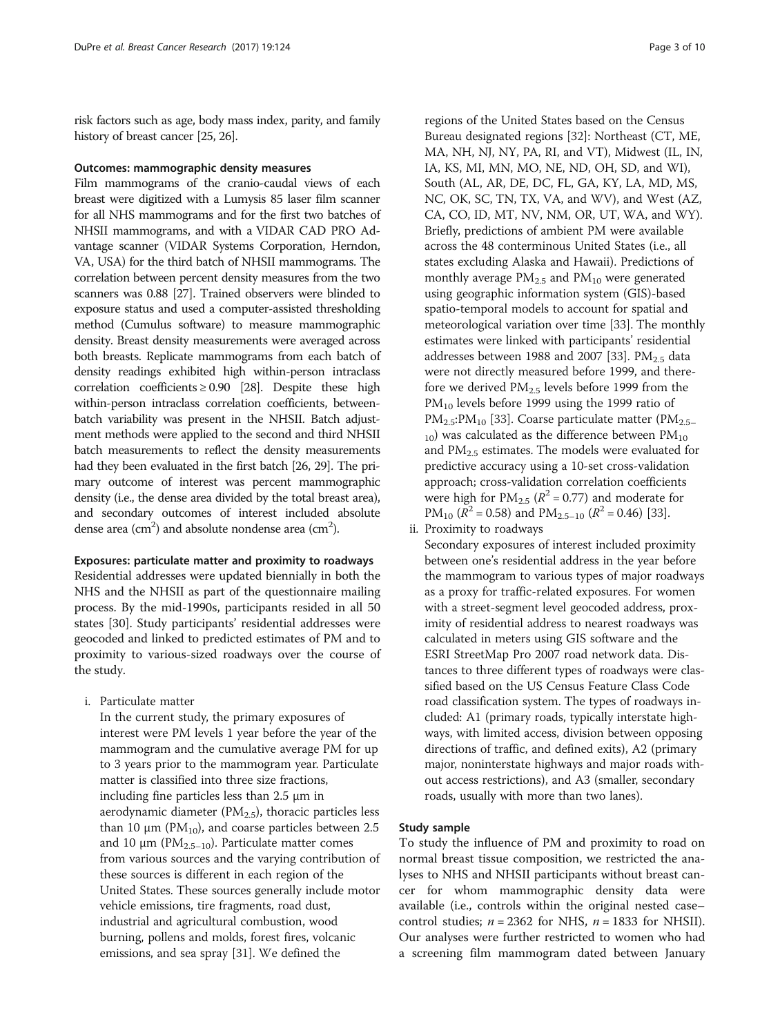risk factors such as age, body mass index, parity, and family history of breast cancer [25, 26].

#### Outcomes: mammographic density measures

Film mammograms of the cranio-caudal views of each breast were digitized with a Lumysis 85 laser film scanner for all NHS mammograms and for the first two batches of NHSII mammograms, and with a VIDAR CAD PRO Advantage scanner (VIDAR Systems Corporation, Herndon, VA, USA) for the third batch of NHSII mammograms. The correlation between percent density measures from the two scanners was 0.88 [27]. Trained observers were blinded to exposure status and used a computer-assisted thresholding method (Cumulus software) to measure mammographic density. Breast density measurements were averaged across both breasts. Replicate mammograms from each batch of density readings exhibited high within-person intraclass correlation coefficients ≥ 0.90 [28]. Despite these high within-person intraclass correlation coefficients, between-batch variability was present in the NHSII. Batch adjustment methods were applied to the second and third NHSII batch measurements to reflect the density measurements had they been evaluated in the first batch [26, 29]. The primary outcome of interest was percent mammographic density (i.e., the dense area divided by the total breast area), and secondary outcomes of interest included absolute dense area ($cm^2$) and absolute nondense area ($cm^2$).

#### Exposures: particulate matter and proximity to roadways

Residential addresses were updated biennially in both the NHS and the NHSII as part of the questionnaire mailing process. By the mid-1990s, participants resided in all 50 states [30]. Study participants' residential addresses were geocoded and linked to predicted estimates of PM and to proximity to various-sized roadways over the course of the study.

i. Particulate matter

   In the current study, the primary exposures of interest were PM levels 1 year before the year of the mammogram and the cumulative average PM for up to 3 years prior to the mammogram year. Particulate matter is classified into three size fractions, including fine particles less than 2.5 μm in aerodynamic diameter ($PM_{2.5}$), thoracic particles less than 10 μm ($PM_{10}$), and coarse particles between 2.5 and 10 μm ($PM_{2.5-10}$). Particulate matter comes from various sources and the varying contribution of these sources is different in each region of the United States. These sources generally include motor vehicle emissions, tire fragments, road dust, industrial and agricultural combustion, wood burning, pollens and molds, forest fires, volcanic emissions, and sea spray [31]. We defined the regions of the United States based on the Census Bureau designated regions [32]: Northeast (CT, ME, MA, NH, NJ, NY, PA, RI, and VT), Midwest (IL, IN, IA, KS, MI, MN, MO, NE, ND, OH, SD, and WI), South (AL, AR, DE, DC, FL, GA, KY, LA, MD, MS, NC, OK, SC, TN, TX, VA, and WV), and West (AZ, CA, CO, ID, MT, NV, NM, OR, UT, WA, and WY). Briefly, predictions of ambient PM were available across the 48 conterminous United States (i.e., all states excluding Alaska and Hawaii). Predictions of monthly average $PM_{2.5}$ and $PM_{10}$ were generated using geographic information system (GIS)-based spatio-temporal models to account for spatial and meteorological variation over time [33]. The monthly estimates were linked with participants' residential addresses between 1988 and 2007 [33]. $PM_{2.5}$ data were not directly measured before 1999, and therefore we derived $PM_{2.5}$ levels before 1999 from the $PM_{10}$ levels before 1999 using the 1999 ratio of $PM_{2.5}$:$PM_{10}$ [33]. Coarse particulate matter ($PM_{2.5-10}$) was calculated as the difference between $PM_{10}$ and $PM_{2.5}$ estimates. The models were evaluated for predictive accuracy using a 10-set cross-validation approach; cross-validation correlation coefficients were high for $PM_{2.5}$ ($R^2 = 0.77$) and moderate for $PM_{10}$ ($R^2 = 0.58$) and $PM_{2.5-10}$ ($R^2 = 0.46$) [33].

ii. Proximity to roadways

   Secondary exposures of interest included proximity between one's residential address in the year before the mammogram to various types of major roadways as a proxy for traffic-related exposures. For women with a street-segment level geocoded address, proximity of residential address to nearest roadways was calculated in meters using GIS software and the ESRI StreetMap Pro 2007 road network data. Distances to three different types of roadways were classified based on the US Census Feature Class Code road classification system. The types of roadways included: A1 (primary roads, typically interstate highways, with limited access, division between opposing directions of traffic, and defined exits), A2 (primary major, noninterstate highways and major roads without access restrictions), and A3 (smaller, secondary roads, usually with more than two lanes).

#### Study sample

To study the influence of PM and proximity to road on normal breast tissue composition, we restricted the analyses to NHS and NHSII participants without breast cancer for whom mammographic density data were available (i.e., controls within the original nested case–control studies; $n = 2362$ for NHS, $n = 1833$ for NHSII). Our analyses were further restricted to women who had a screening film mammogram dated between January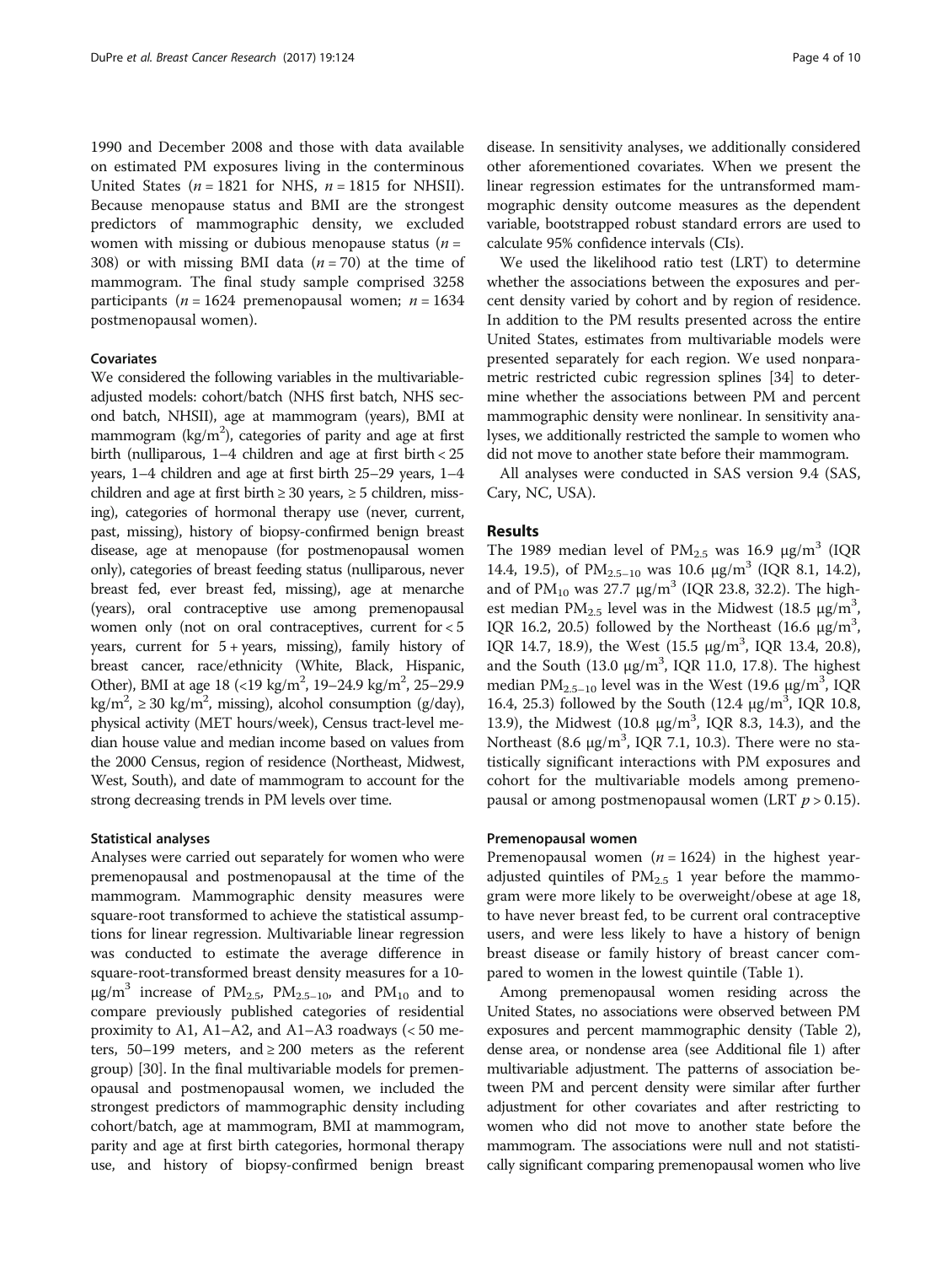1990 and December 2008 and those with data available on estimated PM exposures living in the conterminous United States ($n = 1821$ for NHS, $n = 1815$ for NHSII). Because menopause status and BMI are the strongest predictors of mammographic density, we excluded women with missing or dubious menopause status ($n = 308$) or with missing BMI data ($n = 70$) at the time of mammogram. The final study sample comprised 3258 participants ($n = 1624$ premenopausal women; $n = 1634$ postmenopausal women).

### Covariates

We considered the following variables in the multivariable-adjusted models: cohort/batch (NHS first batch, NHS second batch, NHSII), age at mammogram (years), BMI at mammogram (kg/m$^2$), categories of parity and age at first birth (nulliparous, 1–4 children and age at first birth < 25 years, 1–4 children and age at first birth 25–29 years, 1–4 children and age at first birth ≥ 30 years, ≥ 5 children, missing), categories of hormonal therapy use (never, current, past, missing), history of biopsy-confirmed benign breast disease, age at menopause (for postmenopausal women only), categories of breast feeding status (nulliparous, never breast fed, ever breast fed, missing), age at menarche (years), oral contraceptive use among premenopausal women only (not on oral contraceptives, current for < 5 years, current for 5 + years, missing), family history of breast cancer, race/ethnicity (White, Black, Hispanic, Other), BMI at age 18 (<19 kg/m$^2$, 19–24.9 kg/m$^2$, 25–29.9 kg/m$^2$, ≥ 30 kg/m$^2$, missing), alcohol consumption (g/day), physical activity (MET hours/week), Census tract-level median house value and median income based on values from the 2000 Census, region of residence (Northeast, Midwest, West, South), and date of mammogram to account for the strong decreasing trends in PM levels over time.

### Statistical analyses

Analyses were carried out separately for women who were premenopausal and postmenopausal at the time of the mammogram. Mammographic density measures were square-root transformed to achieve the statistical assumptions for linear regression. Multivariable linear regression was conducted to estimate the average difference in square-root-transformed breast density measures for a 10-μg/m$^3$ increase of $PM_{2.5}$, $PM_{2.5-10}$, and $PM_{10}$ and to compare previously published categories of residential proximity to A1, A1–A2, and A1–A3 roadways (< 50 meters, 50–199 meters, and ≥ 200 meters as the referent group) [30]. In the final multivariable models for premenopausal and postmenopausal women, we included the strongest predictors of mammographic density including cohort/batch, age at mammogram, BMI at mammogram, parity and age at first birth categories, hormonal therapy use, and history of biopsy-confirmed benign breast disease. In sensitivity analyses, we additionally considered other aforementioned covariates. When we present the linear regression estimates for the untransformed mammographic density outcome measures as the dependent variable, bootstrapped robust standard errors are used to calculate 95% confidence intervals (CIs).

We used the likelihood ratio test (LRT) to determine whether the associations between the exposures and percent density varied by cohort and by region of residence. In addition to the PM results presented across the entire United States, estimates from multivariable models were presented separately for each region. We used nonparametric restricted cubic regression splines [34] to determine whether the associations between PM and percent mammographic density were nonlinear. In sensitivity analyses, we additionally restricted the sample to women who did not move to another state before their mammogram.

All analyses were conducted in SAS version 9.4 (SAS, Cary, NC, USA).

## Results

The 1989 median level of $PM_{2.5}$ was 16.9 μg/m$^3$ (IQR 14.4, 19.5), of $PM_{2.5-10}$ was 10.6 μg/m$^3$ (IQR 8.1, 14.2), and of $PM_{10}$ was 27.7 μg/m$^3$ (IQR 23.8, 32.2). The highest median $PM_{2.5}$ level was in the Midwest (18.5 μg/m$^3$, IQR 16.2, 20.5) followed by the Northeast (16.6 μg/m$^3$, IQR 14.7, 18.9), the West (15.5 μg/m$^3$, IQR 13.4, 20.8), and the South (13.0 μg/m$^3$, IQR 11.0, 17.8). The highest median $PM_{2.5-10}$ level was in the West (19.6 μg/m$^3$, IQR 16.4, 25.3) followed by the South (12.4 μg/m$^3$, IQR 10.8, 13.9), the Midwest (10.8 μg/m$^3$, IQR 8.3, 14.3), and the Northeast (8.6 μg/m$^3$, IQR 7.1, 10.3). There were no statistically significant interactions with PM exposures and cohort for the multivariable models among premenopausal or among postmenopausal women (LRT $p > 0.15$).

### Premenopausal women

Premenopausal women ($n = 1624$) in the highest year-adjusted quintiles of $PM_{2.5}$ 1 year before the mammogram were more likely to be overweight/obese at age 18, to have never breast fed, to be current oral contraceptive users, and were less likely to have a history of benign breast disease or family history of breast cancer compared to women in the lowest quintile (Table 1).

Among premenopausal women residing across the United States, no associations were observed between PM exposures and percent mammographic density (Table 2), dense area, or nondense area (see Additional file 1) after multivariable adjustment. The patterns of association between PM and percent density were similar after further adjustment for other covariates and after restricting to women who did not move to another state before the mammogram. The associations were null and not statistically significant comparing premenopausal women who live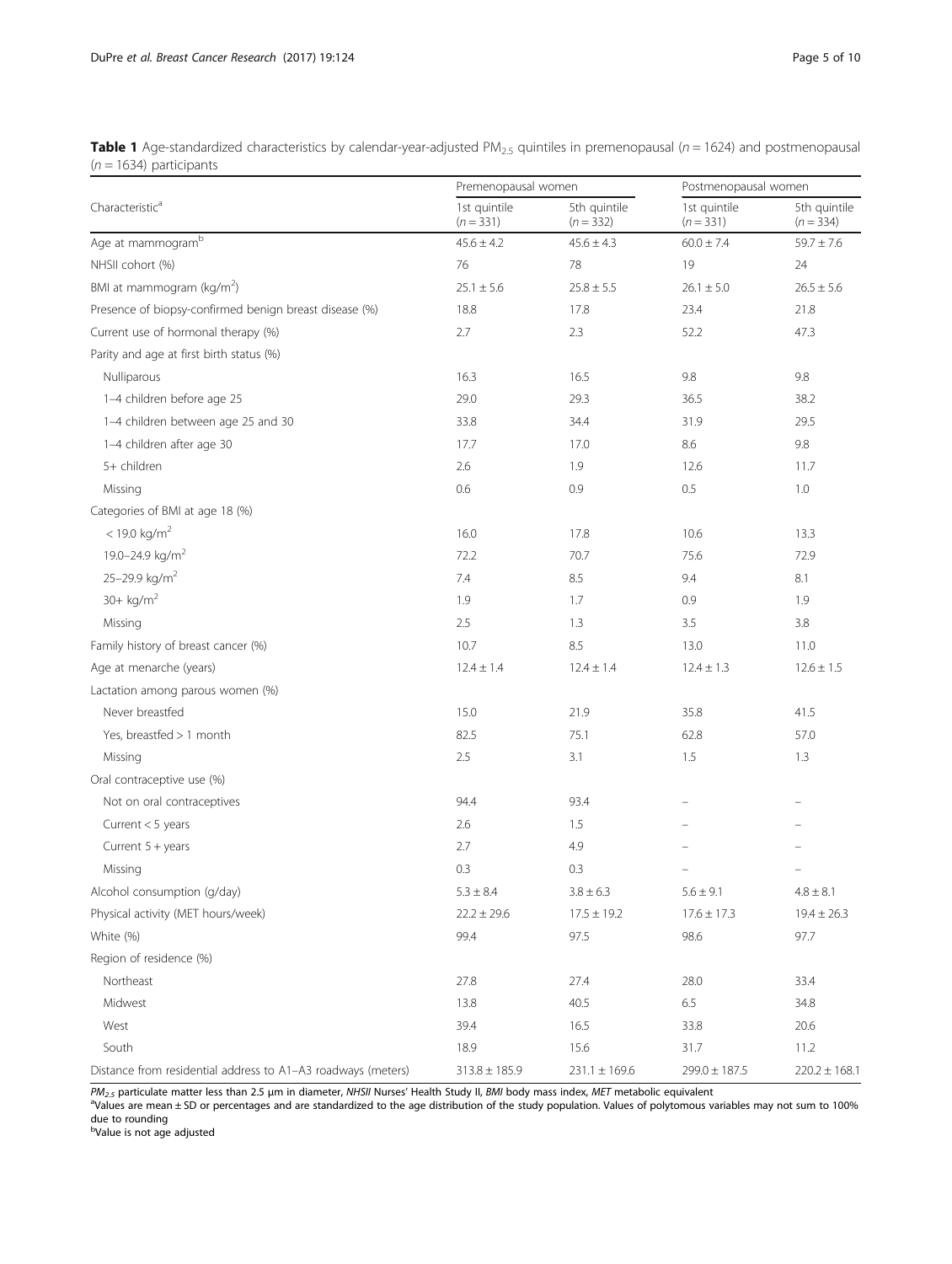**Table 1** Age-standardized characteristics by calendar-year-adjusted $PM_{2.5}$ quintiles in premenopausal ($n = 1624$) and postmenopausal ($n = 1634$) participants

| Characteristic[a] | Premenopausal women | | Postmenopausal women | |
|---|---|---|---|---|
| | 1st quintile ($n = 331$) | 5th quintile ($n = 332$) | 1st quintile ($n = 331$) | 5th quintile ($n = 334$) |
| Age at mammogram[b] | 45.6 ± 4.2 | 45.6 ± 4.3 | 60.0 ± 7.4 | 59.7 ± 7.6 |
| NHSII cohort (%) | 76 | 78 | 19 | 24 |
| BMI at mammogram (kg/m$^2$) | 25.1 ± 5.6 | 25.8 ± 5.5 | 26.1 ± 5.0 | 26.5 ± 5.6 |
| Presence of biopsy-confirmed benign breast disease (%) | 18.8 | 17.8 | 23.4 | 21.8 |
| Current use of hormonal therapy (%) | 2.7 | 2.3 | 52.2 | 47.3 |
| Parity and age at first birth status (%) | | | | |
| Nulliparous | 16.3 | 16.5 | 9.8 | 9.8 |
| 1–4 children before age 25 | 29.0 | 29.3 | 36.5 | 38.2 |
| 1–4 children between age 25 and 30 | 33.8 | 34.4 | 31.9 | 29.5 |
| 1–4 children after age 30 | 17.7 | 17.0 | 8.6 | 9.8 |
| 5+ children | 2.6 | 1.9 | 12.6 | 11.7 |
| Missing | 0.6 | 0.9 | 0.5 | 1.0 |
| Categories of BMI at age 18 (%) | | | | |
| < 19.0 kg/m$^2$ | 16.0 | 17.8 | 10.6 | 13.3 |
| 19.0–24.9 kg/m$^2$ | 72.2 | 70.7 | 75.6 | 72.9 |
| 25–29.9 kg/m$^2$ | 7.4 | 8.5 | 9.4 | 8.1 |
| 30+ kg/m$^2$ | 1.9 | 1.7 | 0.9 | 1.9 |
| Missing | 2.5 | 1.3 | 3.5 | 3.8 |
| Family history of breast cancer (%) | 10.7 | 8.5 | 13.0 | 11.0 |
| Age at menarche (years) | 12.4 ± 1.4 | 12.4 ± 1.4 | 12.4 ± 1.3 | 12.6 ± 1.5 |
| Lactation among parous women (%) | | | | |
| Never breastfed | 15.0 | 21.9 | 35.8 | 41.5 |
| Yes, breastfed > 1 month | 82.5 | 75.1 | 62.8 | 57.0 |
| Missing | 2.5 | 3.1 | 1.5 | 1.3 |
| Oral contraceptive use (%) | | | | |
| Not on oral contraceptives | 94.4 | 93.4 | – | – |
| Current < 5 years | 2.6 | 1.5 | – | – |
| Current 5 + years | 2.7 | 4.9 | – | – |
| Missing | 0.3 | 0.3 | – | – |
| Alcohol consumption (g/day) | 5.3 ± 8.4 | 3.8 ± 6.3 | 5.6 ± 9.1 | 4.8 ± 8.1 |
| Physical activity (MET hours/week) | 22.2 ± 29.6 | 17.5 ± 19.2 | 17.6 ± 17.3 | 19.4 ± 26.3 |
| White (%) | 99.4 | 97.5 | 98.6 | 97.7 |
| Region of residence (%) | | | | |
| Northeast | 27.8 | 27.4 | 28.0 | 33.4 |
| Midwest | 13.8 | 40.5 | 6.5 | 34.8 |
| West | 39.4 | 16.5 | 33.8 | 20.6 |
| South | 18.9 | 15.6 | 31.7 | 11.2 |
| Distance from residential address to A1–A3 roadways (meters) | 313.8 ± 185.9 | 231.1 ± 169.6 | 299.0 ± 187.5 | 220.2 ± 168.1 |

*$PM_{2.5}$* particulate matter less than 2.5 μm in diameter, *NHSII* Nurses' Health Study II, *BMI* body mass index, *MET* metabolic equivalent

[a]Values are mean ± SD or percentages and are standardized to the age distribution of the study population. Values of polytomous variables may not sum to 100% due to rounding

[b]Value is not age adjusted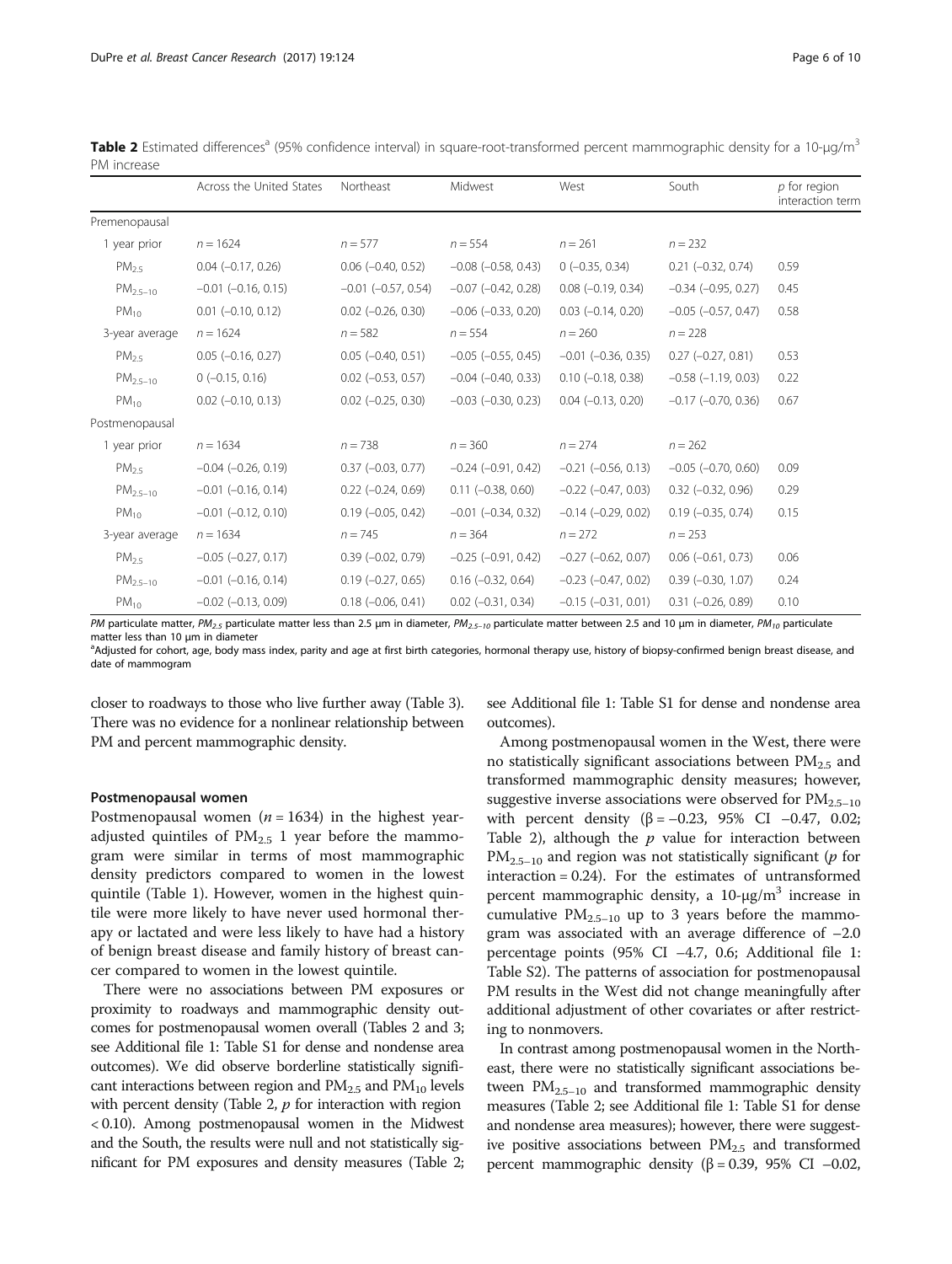**Table 2** Estimated differences[a] (95% confidence interval) in square-root-transformed percent mammographic density for a 10-μg/m$^3$ PM increase

| | Across the United States | Northeast | Midwest | West | South | *p* for region interaction term |
|---|---|---|---|---|---|---|
| Premenopausal | | | | | | |
| 1 year prior | *n* = 1624 | *n* = 577 | *n* = 554 | *n* = 261 | *n* = 232 | |
| $PM_{2.5}$ | 0.04 (−0.17, 0.26) | 0.06 (−0.40, 0.52) | −0.08 (−0.58, 0.43) | 0 (−0.35, 0.34) | 0.21 (−0.32, 0.74) | 0.59 |
| $PM_{2.5-10}$ | −0.01 (−0.16, 0.15) | −0.01 (−0.57, 0.54) | −0.07 (−0.42, 0.28) | 0.08 (−0.19, 0.34) | −0.34 (−0.95, 0.27) | 0.45 |
| $PM_{10}$ | 0.01 (−0.10, 0.12) | 0.02 (−0.26, 0.30) | −0.06 (−0.33, 0.20) | 0.03 (−0.14, 0.20) | −0.05 (−0.57, 0.47) | 0.58 |
| 3-year average | *n* = 1624 | *n* = 582 | *n* = 554 | *n* = 260 | *n* = 228 | |
| $PM_{2.5}$ | 0.05 (−0.16, 0.27) | 0.05 (−0.40, 0.51) | −0.05 (−0.55, 0.45) | −0.01 (−0.36, 0.35) | 0.27 (−0.27, 0.81) | 0.53 |
| $PM_{2.5-10}$ | 0 (−0.15, 0.16) | 0.02 (−0.53, 0.57) | −0.04 (−0.40, 0.33) | 0.10 (−0.18, 0.38) | −0.58 (−1.19, 0.03) | 0.22 |
| $PM_{10}$ | 0.02 (−0.10, 0.13) | 0.02 (−0.25, 0.30) | −0.03 (−0.30, 0.23) | 0.04 (−0.13, 0.20) | −0.17 (−0.70, 0.36) | 0.67 |
| Postmenopausal | | | | | | |
| 1 year prior | *n* = 1634 | *n* = 738 | *n* = 360 | *n* = 274 | *n* = 262 | |
| $PM_{2.5}$ | −0.04 (−0.26, 0.19) | 0.37 (−0.03, 0.77) | −0.24 (−0.91, 0.42) | −0.21 (−0.56, 0.13) | −0.05 (−0.70, 0.60) | 0.09 |
| $PM_{2.5-10}$ | −0.01 (−0.16, 0.14) | 0.22 (−0.24, 0.69) | 0.11 (−0.38, 0.60) | −0.22 (−0.47, 0.03) | 0.32 (−0.32, 0.96) | 0.29 |
| $PM_{10}$ | −0.01 (−0.12, 0.10) | 0.19 (−0.05, 0.42) | −0.01 (−0.34, 0.32) | −0.14 (−0.29, 0.02) | 0.19 (−0.35, 0.74) | 0.15 |
| 3-year average | *n* = 1634 | *n* = 745 | *n* = 364 | *n* = 272 | *n* = 253 | |
| $PM_{2.5}$ | −0.05 (−0.27, 0.17) | 0.39 (−0.02, 0.79) | −0.25 (−0.91, 0.42) | −0.27 (−0.62, 0.07) | 0.06 (−0.61, 0.73) | 0.06 |
| $PM_{2.5-10}$ | −0.01 (−0.16, 0.14) | 0.19 (−0.27, 0.65) | 0.16 (−0.32, 0.64) | −0.23 (−0.47, 0.02) | 0.39 (−0.30, 1.07) | 0.24 |
| $PM_{10}$ | −0.02 (−0.13, 0.09) | 0.18 (−0.06, 0.41) | 0.02 (−0.31, 0.34) | −0.15 (−0.31, 0.01) | 0.31 (−0.26, 0.89) | 0.10 |

*PM* particulate matter, $PM_{2.5}$ particulate matter less than 2.5 μm in diameter, $PM_{2.5-10}$ particulate matter between 2.5 and 10 μm in diameter, $PM_{10}$ particulate matter less than 10 μm in diameter

[a]Adjusted for cohort, age, body mass index, parity and age at first birth categories, hormonal therapy use, history of biopsy-confirmed benign breast disease, and date of mammogram

closer to roadways to those who live further away (Table 3). There was no evidence for a nonlinear relationship between PM and percent mammographic density.

#### Postmenopausal women

Postmenopausal women (*n* = 1634) in the highest year-adjusted quintiles of $PM_{2.5}$ 1 year before the mammogram were similar in terms of most mammographic density predictors compared to women in the lowest quintile (Table 1). However, women in the highest quintile were more likely to have never used hormonal therapy or lactated and were less likely to have had a history of benign breast disease and family history of breast cancer compared to women in the lowest quintile.

There were no associations between PM exposures or proximity to roadways and mammographic density outcomes for postmenopausal women overall (Tables 2 and 3; see Additional file 1: Table S1 for dense and nondense area outcomes). We did observe borderline statistically significant interactions between region and $PM_{2.5}$ and $PM_{10}$ levels with percent density (Table 2, *p* for interaction with region < 0.10). Among postmenopausal women in the Midwest and the South, the results were null and not statistically significant for PM exposures and density measures (Table 2; see Additional file 1: Table S1 for dense and nondense area outcomes).

Among postmenopausal women in the West, there were no statistically significant associations between $PM_{2.5}$ and transformed mammographic density measures; however, suggestive inverse associations were observed for $PM_{2.5-10}$ with percent density (β = −0.23, 95% CI −0.47, 0.02; Table 2), although the *p* value for interaction between $PM_{2.5-10}$ and region was not statistically significant (*p* for interaction = 0.24). For the estimates of untransformed percent mammographic density, a 10-μg/m$^3$ increase in cumulative $PM_{2.5-10}$ up to 3 years before the mammogram was associated with an average difference of −2.0 percentage points (95% CI −4.7, 0.6; Additional file 1: Table S2). The patterns of association for postmenopausal PM results in the West did not change meaningfully after additional adjustment of other covariates or after restricting to nonmovers.

In contrast among postmenopausal women in the Northeast, there were no statistically significant associations between $PM_{2.5-10}$ and transformed mammographic density measures (Table 2; see Additional file 1: Table S1 for dense and nondense area measures); however, there were suggestive positive associations between $PM_{2.5}$ and transformed percent mammographic density (β = 0.39, 95% CI −0.02,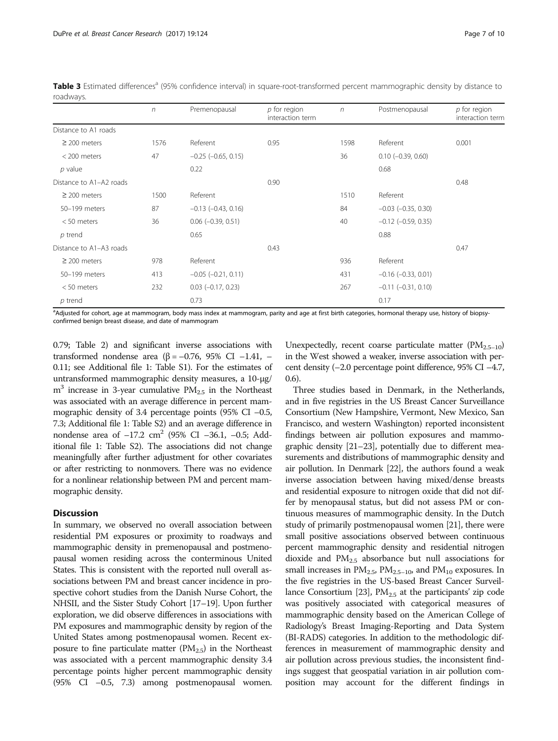**Table 3** Estimated differences[a] (95% confidence interval) in square-root-transformed percent mammographic density by distance to roadways.

| | *n* | Premenopausal | *p* for region interaction term | *n* | Postmenopausal | *p* for region interaction term |
|---|---|---|---|---|---|---|
| Distance to A1 roads | | | | | | |
| ≥ 200 meters | 1576 | Referent | 0.95 | 1598 | Referent | 0.001 |
| < 200 meters | 47 | −0.25 (−0.65, 0.15) | | 36 | 0.10 (−0.39, 0.60) | |
| *p* value | | 0.22 | | | 0.68 | |
| Distance to A1–A2 roads | | | 0.90 | | | 0.48 |
| ≥ 200 meters | 1500 | Referent | | 1510 | Referent | |
| 50–199 meters | 87 | −0.13 (−0.43, 0.16) | | 84 | −0.03 (−0.35, 0.30) | |
| < 50 meters | 36 | 0.06 (−0.39, 0.51) | | 40 | −0.12 (−0.59, 0.35) | |
| *p* trend | | 0.65 | | | 0.88 | |
| Distance to A1–A3 roads | | | 0.43 | | | 0.47 |
| ≥ 200 meters | 978 | Referent | | 936 | Referent | |
| 50–199 meters | 413 | −0.05 (−0.21, 0.11) | | 431 | −0.16 (−0.33, 0.01) | |
| < 50 meters | 232 | 0.03 (−0.17, 0.23) | | 267 | −0.11 (−0.31, 0.10) | |
| *p* trend | | 0.73 | | | 0.17 | |

[a]Adjusted for cohort, age at mammogram, body mass index at mammogram, parity and age at first birth categories, hormonal therapy use, history of biopsy-confirmed benign breast disease, and date of mammogram

0.79; Table 2) and significant inverse associations with transformed nondense area (β = −0.76, 95% CI −1.41, −0.11; see Additional file 1: Table S1). For the estimates of untransformed mammographic density measures, a 10-μg/m$^3$ increase in 3-year cumulative $PM_{2.5}$ in the Northeast was associated with an average difference in percent mammographic density of 3.4 percentage points (95% CI −0.5, 7.3; Additional file 1: Table S2) and an average difference in nondense area of −17.2 cm$^2$ (95% CI −36.1, −0.5; Additional file 1: Table S2). The associations did not change meaningfully after further adjustment for other covariates or after restricting to nonmovers. There was no evidence for a nonlinear relationship between PM and percent mammographic density.

## Discussion

In summary, we observed no overall association between residential PM exposures or proximity to roadways and mammographic density in premenopausal and postmenopausal women residing across the conterminous United States. This is consistent with the reported null overall associations between PM and breast cancer incidence in prospective cohort studies from the Danish Nurse Cohort, the NHSII, and the Sister Study Cohort [17–19]. Upon further exploration, we did observe differences in associations with PM exposures and mammographic density by region of the United States among postmenopausal women. Recent exposure to fine particulate matter ($PM_{2.5}$) in the Northeast was associated with a percent mammographic density 3.4 percentage points higher percent mammographic density (95% CI −0.5, 7.3) among postmenopausal women. Unexpectedly, recent coarse particulate matter ($PM_{2.5-10}$) in the West showed a weaker, inverse association with percent density (−2.0 percentage point difference, 95% CI −4.7, 0.6).

Three studies based in Denmark, in the Netherlands, and in five registries in the US Breast Cancer Surveillance Consortium (New Hampshire, Vermont, New Mexico, San Francisco, and western Washington) reported inconsistent findings between air pollution exposures and mammographic density [21–23], potentially due to different measurements and distributions of mammographic density and air pollution. In Denmark [22], the authors found a weak inverse association between having mixed/dense breasts and residential exposure to nitrogen oxide that did not differ by menopausal status, but did not assess PM or continuous measures of mammographic density. In the Dutch study of primarily postmenopausal women [21], there were small positive associations observed between continuous percent mammographic density and residential nitrogen dioxide and $PM_{2.5}$ absorbance but null associations for small increases in $PM_{2.5}$, $PM_{2.5-10}$, and $PM_{10}$ exposures. In the five registries in the US-based Breast Cancer Surveillance Consortium [23], $PM_{2.5}$ at the participants' zip code was positively associated with categorical measures of mammographic density based on the American College of Radiology's Breast Imaging-Reporting and Data System (BI-RADS) categories. In addition to the methodologic differences in measurement of mammographic density and air pollution across previous studies, the inconsistent findings suggest that geospatial variation in air pollution composition may account for the different findings in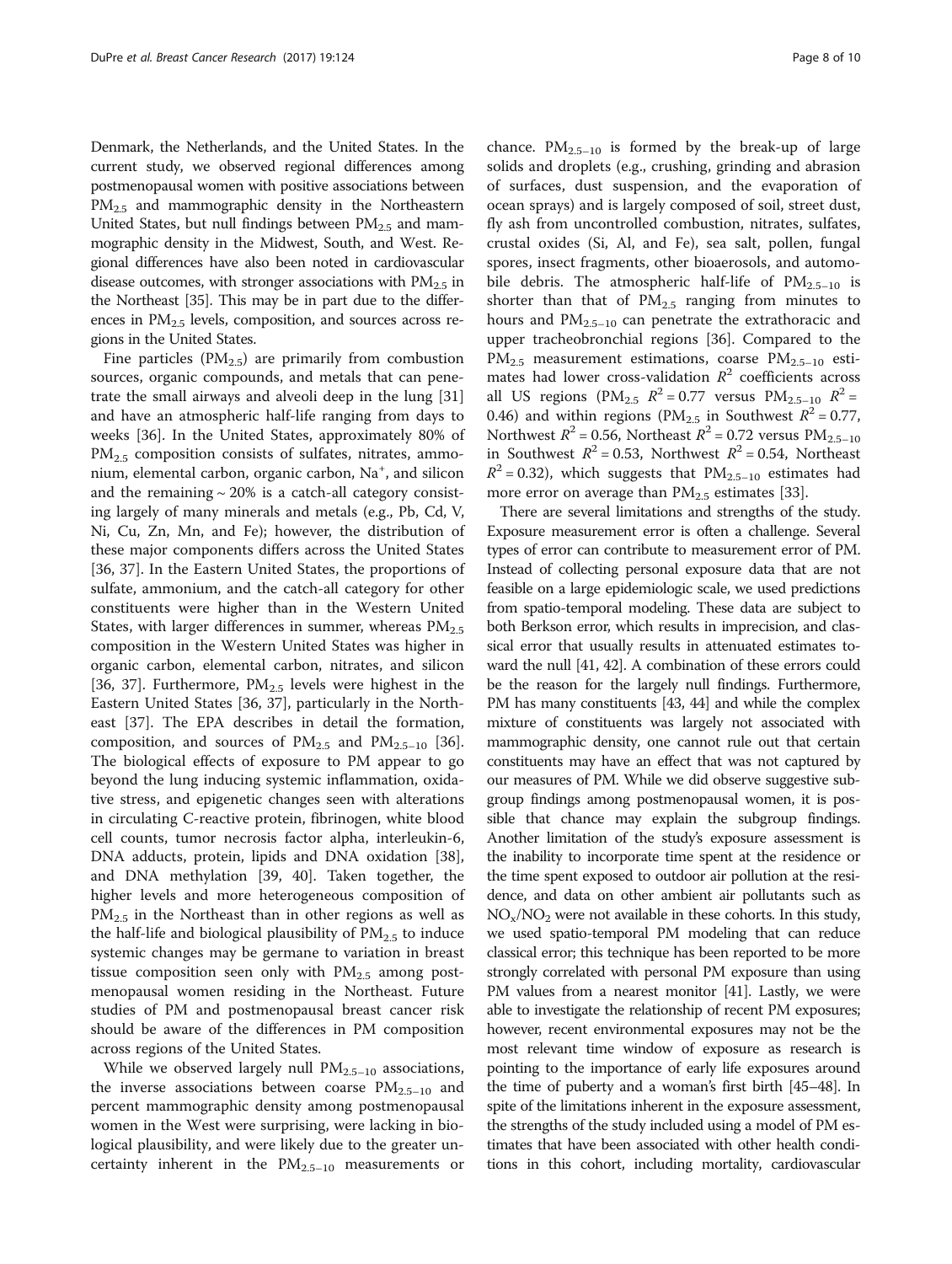Denmark, the Netherlands, and the United States. In the current study, we observed regional differences among postmenopausal women with positive associations between $PM_{2.5}$ and mammographic density in the Northeastern United States, but null findings between $PM_{2.5}$ and mammographic density in the Midwest, South, and West. Regional differences have also been noted in cardiovascular disease outcomes, with stronger associations with $PM_{2.5}$ in the Northeast [35]. This may be in part due to the differences in $PM_{2.5}$ levels, composition, and sources across regions in the United States.

Fine particles ($PM_{2.5}$) are primarily from combustion sources, organic compounds, and metals that can penetrate the small airways and alveoli deep in the lung [31] and have an atmospheric half-life ranging from days to weeks [36]. In the United States, approximately 80% of $PM_{2.5}$ composition consists of sulfates, nitrates, ammonium, elemental carbon, organic carbon, $Na^+$, and silicon and the remaining ~ 20% is a catch-all category consisting largely of many minerals and metals (e.g., Pb, Cd, V, Ni, Cu, Zn, Mn, and Fe); however, the distribution of these major components differs across the United States [36, 37]. In the Eastern United States, the proportions of sulfate, ammonium, and the catch-all category for other constituents were higher than in the Western United States, with larger differences in summer, whereas $PM_{2.5}$ composition in the Western United States was higher in organic carbon, elemental carbon, nitrates, and silicon [36, 37]. Furthermore, $PM_{2.5}$ levels were highest in the Eastern United States [36, 37], particularly in the Northeast [37]. The EPA describes in detail the formation, composition, and sources of $PM_{2.5}$ and $PM_{2.5-10}$ [36]. The biological effects of exposure to PM appear to go beyond the lung inducing systemic inflammation, oxidative stress, and epigenetic changes seen with alterations in circulating C-reactive protein, fibrinogen, white blood cell counts, tumor necrosis factor alpha, interleukin-6, DNA adducts, protein, lipids and DNA oxidation [38], and DNA methylation [39, 40]. Taken together, the higher levels and more heterogeneous composition of $PM_{2.5}$ in the Northeast than in other regions as well as the half-life and biological plausibility of $PM_{2.5}$ to induce systemic changes may be germane to variation in breast tissue composition seen only with $PM_{2.5}$ among postmenopausal women residing in the Northeast. Future studies of PM and postmenopausal breast cancer risk should be aware of the differences in PM composition across regions of the United States.

While we observed largely null $PM_{2.5-10}$ associations, the inverse associations between coarse $PM_{2.5-10}$ and percent mammographic density among postmenopausal women in the West were surprising, were lacking in biological plausibility, and were likely due to the greater uncertainty inherent in the $PM_{2.5-10}$ measurements or chance. $PM_{2.5-10}$ is formed by the break-up of large solids and droplets (e.g., crushing, grinding and abrasion of surfaces, dust suspension, and the evaporation of ocean sprays) and is largely composed of soil, street dust, fly ash from uncontrolled combustion, nitrates, sulfates, crustal oxides (Si, Al, and Fe), sea salt, pollen, fungal spores, insect fragments, other bioaerosols, and automobile debris. The atmospheric half-life of $PM_{2.5-10}$ is shorter than that of $PM_{2.5}$ ranging from minutes to hours and $PM_{2.5-10}$ can penetrate the extrathoracic and upper tracheobronchial regions [36]. Compared to the $PM_{2.5}$ measurement estimations, coarse $PM_{2.5-10}$ estimates had lower cross-validation $R^2$ coefficients across all US regions ($PM_{2.5}$ $R^2 = 0.77$ versus $PM_{2.5-10}$ $R^2 = 0.46$) and within regions ($PM_{2.5}$ in Southwest $R^2 = 0.77$, Northwest $R^2 = 0.56$, Northeast $R^2 = 0.72$ versus $PM_{2.5-10}$ in Southwest $R^2 = 0.53$, Northwest $R^2 = 0.54$, Northeast $R^2 = 0.32$), which suggests that $PM_{2.5-10}$ estimates had more error on average than $PM_{2.5}$ estimates [33].

There are several limitations and strengths of the study. Exposure measurement error is often a challenge. Several types of error can contribute to measurement error of PM. Instead of collecting personal exposure data that are not feasible on a large epidemiologic scale, we used predictions from spatio-temporal modeling. These data are subject to both Berkson error, which results in imprecision, and classical error that usually results in attenuated estimates toward the null [41, 42]. A combination of these errors could be the reason for the largely null findings. Furthermore, PM has many constituents [43, 44] and while the complex mixture of constituents was largely not associated with mammographic density, one cannot rule out that certain constituents may have an effect that was not captured by our measures of PM. While we did observe suggestive subgroup findings among postmenopausal women, it is possible that chance may explain the subgroup findings. Another limitation of the study's exposure assessment is the inability to incorporate time spent at the residence or the time spent exposed to outdoor air pollution at the residence, and data on other ambient air pollutants such as $NO_x/NO_2$ were not available in these cohorts. In this study, we used spatio-temporal PM modeling that can reduce classical error; this technique has been reported to be more strongly correlated with personal PM exposure than using PM values from a nearest monitor [41]. Lastly, we were able to investigate the relationship of recent PM exposures; however, recent environmental exposures may not be the most relevant time window of exposure as research is pointing to the importance of early life exposures around the time of puberty and a woman's first birth [45–48]. In spite of the limitations inherent in the exposure assessment, the strengths of the study included using a model of PM estimates that have been associated with other health conditions in this cohort, including mortality, cardiovascular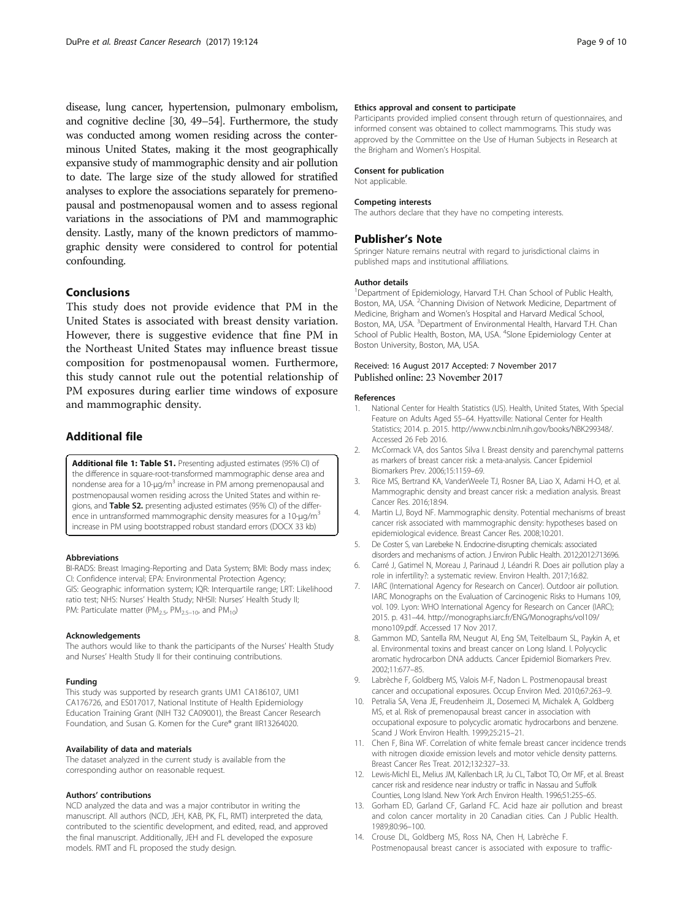disease, lung cancer, hypertension, pulmonary embolism, and cognitive decline [30, 49–54]. Furthermore, the study was conducted among women residing across the conterminous United States, making it the most geographically expansive study of mammographic density and air pollution to date. The large size of the study allowed for stratified analyses to explore the associations separately for premenopausal and postmenopausal women and to assess regional variations in the associations of PM and mammographic density. Lastly, many of the known predictors of mammographic density were considered to control for potential confounding.

## Conclusions

This study does not provide evidence that PM in the United States is associated with breast density variation. However, there is suggestive evidence that fine PM in the Northeast United States may influence breast tissue composition for postmenopausal women. Furthermore, this study cannot rule out the potential relationship of PM exposures during earlier time windows of exposure and mammographic density.

## Additional file

**Additional file 1: Table S1.** Presenting adjusted estimates (95% CI) of the difference in square-root-transformed mammographic dense area and nondense area for a 10-μg/m$^3$ increase in PM among premenopausal and postmenopausal women residing across the United States and within regions, and **Table S2.** presenting adjusted estimates (95% CI) of the difference in untransformed mammographic density measures for a 10-μg/m$^3$ increase in PM using bootstrapped robust standard errors (DOCX 33 kb)

#### Abbreviations

BI-RADS: Breast Imaging-Reporting and Data System; BMI: Body mass index; CI: Confidence interval; EPA: Environmental Protection Agency; GIS: Geographic information system; IQR: Interquartile range; LRT: Likelihood ratio test; NHS: Nurses' Health Study; NHSII: Nurses' Health Study II; PM: Particulate matter ($PM_{2.5}$, $PM_{2.5-10}$, and $PM_{10}$)

#### Acknowledgements

The authors would like to thank the participants of the Nurses' Health Study and Nurses' Health Study II for their continuing contributions.

#### Funding

This study was supported by research grants UM1 CA186107, UM1 CA176726, and ES017017, National Institute of Health Epidemiology Education Training Grant (NIH T32 CA09001), the Breast Cancer Research Foundation, and Susan G. Komen for the Cure® grant IIR13264020.

#### Availability of data and materials

The dataset analyzed in the current study is available from the corresponding author on reasonable request.

#### Authors' contributions

NCD analyzed the data and was a major contributor in writing the manuscript. All authors (NCD, JEH, KAB, PK, FL, RMT) interpreted the data, contributed to the scientific development, and edited, read, and approved the final manuscript. Additionally, JEH and FL developed the exposure models. RMT and FL proposed the study design.

#### Ethics approval and consent to participate

Participants provided implied consent through return of questionnaires, and informed consent was obtained to collect mammograms. This study was approved by the Committee on the Use of Human Subjects in Research at the Brigham and Women's Hospital.

#### Consent for publication

Not applicable.

#### Competing interests

The authors declare that they have no competing interests.

## Publisher's Note

Springer Nature remains neutral with regard to jurisdictional claims in published maps and institutional affiliations.

#### Author details

[1]Department of Epidemiology, Harvard T.H. Chan School of Public Health, Boston, MA, USA. [2]Channing Division of Network Medicine, Department of Medicine, Brigham and Women's Hospital and Harvard Medical School, Boston, MA, USA. [3]Department of Environmental Health, Harvard T.H. Chan School of Public Health, Boston, MA, USA. [4]Slone Epidemiology Center at Boston University, Boston, MA, USA.

Received: 16 August 2017 Accepted: 7 November 2017
Published online: 23 November 2017

#### References

1. National Center for Health Statistics (US). Health, United States, With Special Feature on Adults Aged 55–64. Hyattsville: National Center for Health Statistics; 2014. p. 2015. http://www.ncbi.nlm.nih.gov/books/NBK299348/. Accessed 26 Feb 2016.
2. McCormack VA, dos Santos Silva I. Breast density and parenchymal patterns as markers of breast cancer risk: a meta-analysis. Cancer Epidemiol Biomarkers Prev. 2006;15:1159–69.
3. Rice MS, Bertrand KA, VanderWeele TJ, Rosner BA, Liao X, Adami H-O, et al. Mammographic density and breast cancer risk: a mediation analysis. Breast Cancer Res. 2016;18:94.
4. Martin LJ, Boyd NF. Mammographic density. Potential mechanisms of breast cancer risk associated with mammographic density: hypotheses based on epidemiological evidence. Breast Cancer Res. 2008;10:201.
5. De Coster S, van Larebeke N. Endocrine-disrupting chemicals: associated disorders and mechanisms of action. J Environ Public Health. 2012;2012:713696.
6. Carré J, Gatimel N, Moreau J, Parinaud J, Léandri R. Does air pollution play a role in infertility?: a systematic review. Environ Health. 2017;16:82.
7. IARC (International Agency for Research on Cancer). Outdoor air pollution. IARC Monographs on the Evaluation of Carcinogenic Risks to Humans 109, vol. 109. Lyon: WHO International Agency for Research on Cancer (IARC); 2015. p. 431–44. http://monographs.iarc.fr/ENG/Monographs/vol109/mono109.pdf. Accessed 17 Nov 2017.
8. Gammon MD, Santella RM, Neugut AI, Eng SM, Teitelbaum SL, Paykin A, et al. Environmental toxins and breast cancer on Long Island. I. Polycyclic aromatic hydrocarbon DNA adducts. Cancer Epidemiol Biomarkers Prev. 2002;11:677–85.
9. Labrèche F, Goldberg MS, Valois M-F, Nadon L. Postmenopausal breast cancer and occupational exposures. Occup Environ Med. 2010;67:263–9.
10. Petralia SA, Vena JE, Freudenheim JL, Dosemeci M, Michalek A, Goldberg MS, et al. Risk of premenopausal breast cancer in association with occupational exposure to polycyclic aromatic hydrocarbons and benzene. Scand J Work Environ Health. 1999;25:215–21.
11. Chen F, Bina WF. Correlation of white female breast cancer incidence trends with nitrogen dioxide emission levels and motor vehicle density patterns. Breast Cancer Res Treat. 2012;132:327–33.
12. Lewis-Michl EL, Melius JM, Kallenbach LR, Ju CL, Talbot TO, Orr MF, et al. Breast cancer risk and residence near industry or traffic in Nassau and Suffolk Counties, Long Island. New York Arch Environ Health. 1996;51:255–65.
13. Gorham ED, Garland CF, Garland FC. Acid haze air pollution and breast and colon cancer mortality in 20 Canadian cities. Can J Public Health. 1989;80:96–100.
14. Crouse DL, Goldberg MS, Ross NA, Chen H, Labrèche F. Postmenopausal breast cancer is associated with exposure to traffic-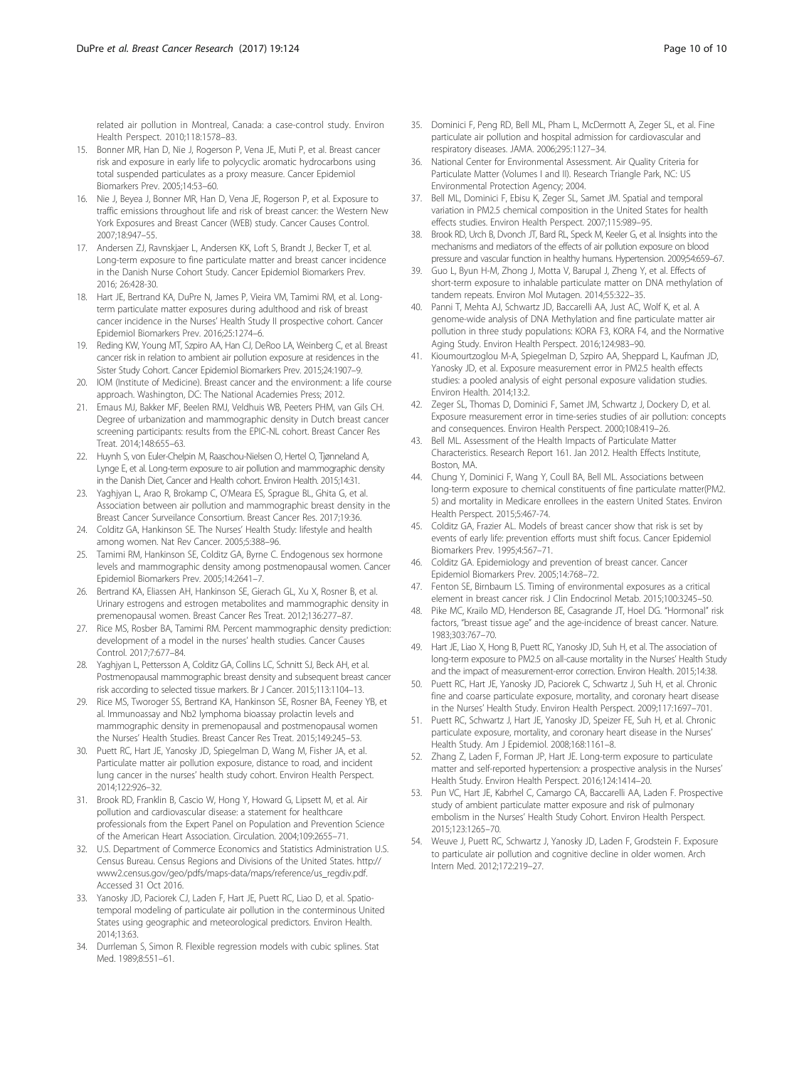related air pollution in Montreal, Canada: a case-control study. Environ Health Perspect. 2010;118:1578–83.

15. Bonner MR, Han D, Nie J, Rogerson P, Vena JE, Muti P, et al. Breast cancer risk and exposure in early life to polycyclic aromatic hydrocarbons using total suspended particulates as a proxy measure. Cancer Epidemiol Biomarkers Prev. 2005;14:53–60.
16. Nie J, Beyea J, Bonner MR, Han D, Vena JE, Rogerson P, et al. Exposure to traffic emissions throughout life and risk of breast cancer: the Western New York Exposures and Breast Cancer (WEB) study. Cancer Causes Control. 2007;18:947–55.
17. Andersen ZJ, Ravnskjaer L, Andersen KK, Loft S, Brandt J, Becker T, et al. Long-term exposure to fine particulate matter and breast cancer incidence in the Danish Nurse Cohort Study. Cancer Epidemiol Biomarkers Prev. 2016; 26:428-30.
18. Hart JE, Bertrand KA, DuPre N, James P, Vieira VM, Tamimi RM, et al. Long-term particulate matter exposures during adulthood and risk of breast cancer incidence in the Nurses' Health Study II prospective cohort. Cancer Epidemiol Biomarkers Prev. 2016;25:1274–6.
19. Reding KW, Young MT, Szpiro AA, Han CJ, DeRoo LA, Weinberg C, et al. Breast cancer risk in relation to ambient air pollution exposure at residences in the Sister Study Cohort. Cancer Epidemiol Biomarkers Prev. 2015;24:1907–9.
20. IOM (Institute of Medicine). Breast cancer and the environment: a life course approach. Washington, DC: The National Academies Press; 2012.
21. Emaus MJ, Bakker MF, Beelen RMJ, Veldhuis WB, Peeters PHM, van Gils CH. Degree of urbanization and mammographic density in Dutch breast cancer screening participants: results from the EPIC-NL cohort. Breast Cancer Res Treat. 2014;148:655–63.
22. Huynh S, von Euler-Chelpin M, Raaschou-Nielsen O, Hertel O, Tjønneland A, Lynge E, et al. Long-term exposure to air pollution and mammographic density in the Danish Diet, Cancer and Health cohort. Environ Health. 2015;14:31.
23. Yaghjyan L, Arao R, Brokamp C, O'Meara ES, Sprague BL, Ghita G, et al. Association between air pollution and mammographic breast density in the Breast Cancer Surveilance Consortium. Breast Cancer Res. 2017;19:36.
24. Colditz GA, Hankinson SE. The Nurses' Health Study: lifestyle and health among women. Nat Rev Cancer. 2005;5:388–96.
25. Tamimi RM, Hankinson SE, Colditz GA, Byrne C. Endogenous sex hormone levels and mammographic density among postmenopausal women. Cancer Epidemiol Biomarkers Prev. 2005;14:2641–7.
26. Bertrand KA, Eliassen AH, Hankinson SE, Gierach GL, Xu X, Rosner B, et al. Urinary estrogens and estrogen metabolites and mammographic density in premenopausal women. Breast Cancer Res Treat. 2012;136:277–87.
27. Rice MS, Rosber BA, Tamimi RM. Percent mammographic density prediction: development of a model in the nurses' health studies. Cancer Causes Control. 2017;7:677–84.
28. Yaghjyan L, Pettersson A, Colditz GA, Collins LC, Schnitt SJ, Beck AH, et al. Postmenopausal mammographic breast density and subsequent breast cancer risk according to selected tissue markers. Br J Cancer. 2015;113:1104–13.
29. Rice MS, Tworoger SS, Bertrand KA, Hankinson SE, Rosner BA, Feeney YB, et al. Immunoassay and Nb2 lymphoma bioassay prolactin levels and mammographic density in premenopausal and postmenopausal women the Nurses' Health Studies. Breast Cancer Res Treat. 2015;149:245–53.
30. Puett RC, Hart JE, Yanosky JD, Spiegelman D, Wang M, Fisher JA, et al. Particulate matter air pollution exposure, distance to road, and incident lung cancer in the nurses' health study cohort. Environ Health Perspect. 2014;122:926–32.
31. Brook RD, Franklin B, Cascio W, Hong Y, Howard G, Lipsett M, et al. Air pollution and cardiovascular disease: a statement for healthcare professionals from the Expert Panel on Population and Prevention Science of the American Heart Association. Circulation. 2004;109:2655–71.
32. U.S. Department of Commerce Economics and Statistics Administration U.S. Census Bureau. Census Regions and Divisions of the United States. http://www2.census.gov/geo/pdfs/maps-data/maps/reference/us_regdiv.pdf. Accessed 31 Oct 2016.
33. Yanosky JD, Paciorek CJ, Laden F, Hart JE, Puett RC, Liao D, et al. Spatio-temporal modeling of particulate air pollution in the conterminous United States using geographic and meteorological predictors. Environ Health. 2014;13:63.
34. Durrleman S, Simon R. Flexible regression models with cubic splines. Stat Med. 1989;8:551–61.
35. Dominici F, Peng RD, Bell ML, Pham L, McDermott A, Zeger SL, et al. Fine particulate air pollution and hospital admission for cardiovascular and respiratory diseases. JAMA. 2006;295:1127–34.
36. National Center for Environmental Assessment. Air Quality Criteria for Particulate Matter (Volumes I and II). Research Triangle Park, NC: US Environmental Protection Agency; 2004.
37. Bell ML, Dominici F, Ebisu K, Zeger SL, Samet JM. Spatial and temporal variation in PM2.5 chemical composition in the United States for health effects studies. Environ Health Perspect. 2007;115:989–95.
38. Brook RD, Urch B, Dvonch JT, Bard RL, Speck M, Keeler G, et al. Insights into the mechanisms and mediators of the effects of air pollution exposure on blood pressure and vascular function in healthy humans. Hypertension. 2009;54:659–67.
39. Guo L, Byun H-M, Zhong J, Motta V, Barupal J, Zheng Y, et al. Effects of short-term exposure to inhalable particulate matter on DNA methylation of tandem repeats. Environ Mol Mutagen. 2014;55:322–35.
40. Panni T, Mehta AJ, Schwartz JD, Baccarelli AA, Just AC, Wolf K, et al. A genome-wide analysis of DNA Methylation and fine particulate matter air pollution in three study populations: KORA F3, KORA F4, and the Normative Aging Study. Environ Health Perspect. 2016;124:983–90.
41. Kioumourtzoglou M-A, Spiegelman D, Szpiro AA, Sheppard L, Kaufman JD, Yanosky JD, et al. Exposure measurement error in PM2.5 health effects studies: a pooled analysis of eight personal exposure validation studies. Environ Health. 2014;13:2.
42. Zeger SL, Thomas D, Dominici F, Samet JM, Schwartz J, Dockery D, et al. Exposure measurement error in time-series studies of air pollution: concepts and consequences. Environ Health Perspect. 2000;108:419–26.
43. Bell ML. Assessment of the Health Impacts of Particulate Matter Characteristics. Research Report 161. Jan 2012. Health Effects Institute, Boston, MA.
44. Chung Y, Dominici F, Wang Y, Coull BA, Bell ML. Associations between long-term exposure to chemical constituents of fine particulate matter(PM2. 5) and mortality in Medicare enrollees in the eastern United States. Environ Health Perspect. 2015;5:467-74.
45. Colditz GA, Frazier AL. Models of breast cancer show that risk is set by events of early life: prevention efforts must shift focus. Cancer Epidemiol Biomarkers Prev. 1995;4:567–71.
46. Colditz GA. Epidemiology and prevention of breast cancer. Cancer Epidemiol Biomarkers Prev. 2005;14:768–72.
47. Fenton SE, Birnbaum LS. Timing of environmental exposures as a critical element in breast cancer risk. J Clin Endocrinol Metab. 2015;100:3245–50.
48. Pike MC, Krailo MD, Henderson BE, Casagrande JT, Hoel DG. "Hormonal" risk factors, "breast tissue age" and the age-incidence of breast cancer. Nature. 1983;303:767–70.
49. Hart JE, Liao X, Hong B, Puett RC, Yanosky JD, Suh H, et al. The association of long-term exposure to PM2.5 on all-cause mortality in the Nurses' Health Study and the impact of measurement-error correction. Environ Health. 2015;14:38.
50. Puett RC, Hart JE, Yanosky JD, Paciorek C, Schwartz J, Suh H, et al. Chronic fine and coarse particulate exposure, mortality, and coronary heart disease in the Nurses' Health Study. Environ Health Perspect. 2009;117:1697–701.
51. Puett RC, Schwartz J, Hart JE, Yanosky JD, Speizer FE, Suh H, et al. Chronic particulate exposure, mortality, and coronary heart disease in the Nurses' Health Study. Am J Epidemiol. 2008;168:1161–8.
52. Zhang Z, Laden F, Forman JP, Hart JE. Long-term exposure to particulate matter and self-reported hypertension: a prospective analysis in the Nurses' Health Study. Environ Health Perspect. 2016;124:1414–20.
53. Pun VC, Hart JE, Kabrhel C, Camargo CA, Baccarelli AA, Laden F. Prospective study of ambient particulate matter exposure and risk of pulmonary embolism in the Nurses' Health Study Cohort. Environ Health Perspect. 2015;123:1265–70.
54. Weuve J, Puett RC, Schwartz J, Yanosky JD, Laden F, Grodstein F. Exposure to particulate air pollution and cognitive decline in older women. Arch Intern Med. 2012;172:219–27.